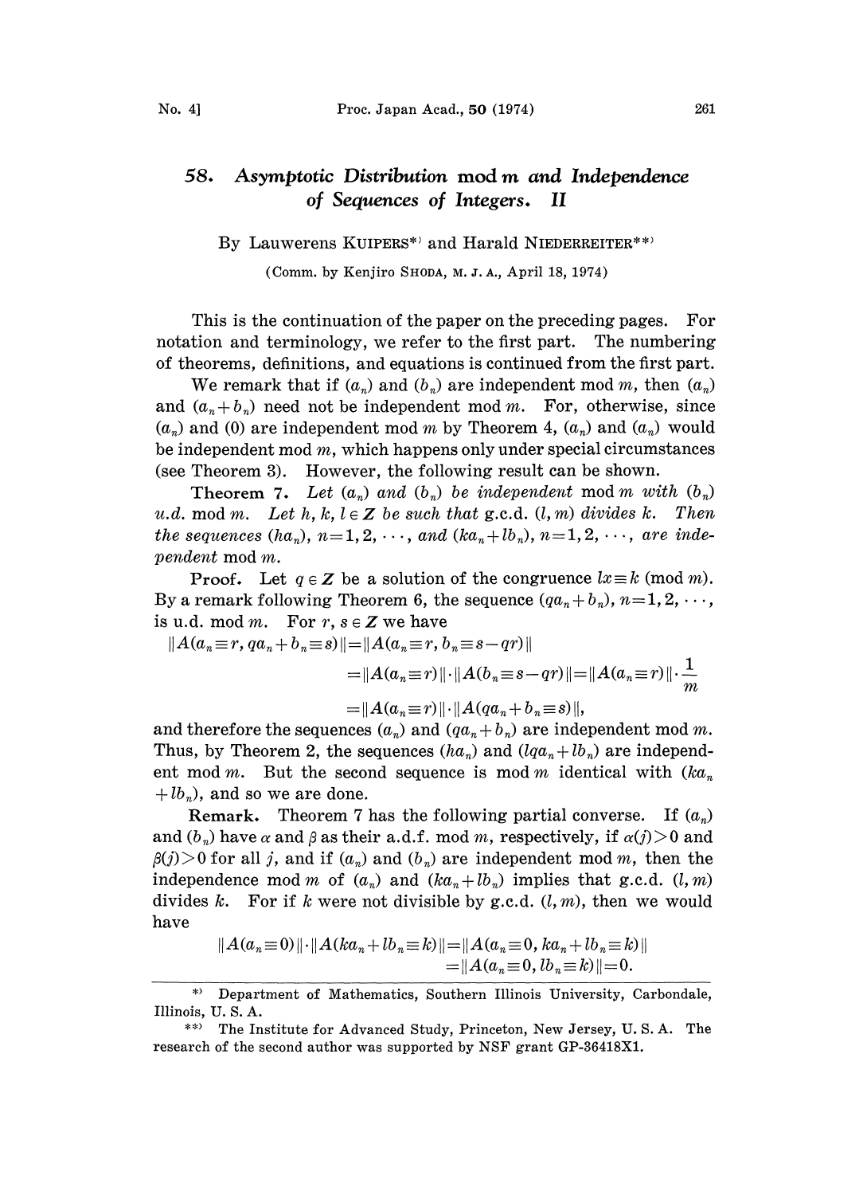# 58. *Asymptotic Distribution* mod *m and Independence of Sequences of Integers.* II

By Lauwerens KUIPERS[*] and Harald NIEDERREITER[**]

(Comm. by Kenjiro SHODA, M. J. A., April 18, 1974)

This is the continuation of the paper on the preceding pages. For notation and terminology, we refer to the first part. The numbering of theorems, definitions, and equations is continued from the first part.

We remark that if $(a_n)$ and $(b_n)$ are independent mod $m$, then $(a_n)$ and $(a_n+b_n)$ need not be independent mod $m$. For, otherwise, since $(a_n)$ and $(0)$ are independent mod $m$ by Theorem 4, $(a_n)$ and $(a_n)$ would be independent mod $m$, which happens only under special circumstances (see Theorem 3). However, the following result can be shown.

**Theorem 7.** *Let $(a_n)$ and $(b_n)$ be independent* mod $m$ *with $(b_n)$ u.d.* mod $m$. *Let $h, k, l \in \boldsymbol{Z}$ be such that* g.c.d. $(l, m)$ *divides $k$. Then the sequences $(ha_n)$, $n=1, 2, \cdots$, and $(ka_n+lb_n)$, $n=1, 2, \cdots$, are independent* mod $m$.

**Proof.** Let $q \in \boldsymbol{Z}$ be a solution of the congruence $lx \equiv k \pmod{m}$. By a remark following Theorem 6, the sequence $(qa_n+b_n)$, $n=1, 2, \cdots$, is u.d. mod $m$. For $r, s \in \boldsymbol{Z}$ we have

$$\begin{aligned}
\|A(a_n \equiv r, qa_n+b_n \equiv s)\| &= \|A(a_n \equiv r, b_n \equiv s-qr)\| \\
&= \|A(a_n \equiv r)\| \cdot \|A(b_n \equiv s-qr)\| = \|A(a_n \equiv r)\| \cdot \frac{1}{m} \\
&= \|A(a_n \equiv r)\| \cdot \|A(qa_n+b_n \equiv s)\|,
\end{aligned}$$

and therefore the sequences $(a_n)$ and $(qa_n+b_n)$ are independent mod $m$. Thus, by Theorem 2, the sequences $(ha_n)$ and $(lqa_n+lb_n)$ are independent mod $m$. But the second sequence is mod $m$ identical with $(ka_n+lb_n)$, and so we are done.

**Remark.** Theorem 7 has the following partial converse. If $(a_n)$ and $(b_n)$ have $\alpha$ and $\beta$ as their a.d.f. mod $m$, respectively, if $\alpha(j)>0$ and $\beta(j)>0$ for all $j$, and if $(a_n)$ and $(b_n)$ are independent mod $m$, then the independence mod $m$ of $(a_n)$ and $(ka_n+lb_n)$ implies that g.c.d. $(l, m)$ divides $k$. For if $k$ were not divisible by g.c.d. $(l, m)$, then we would have

$$\begin{aligned}
\|A(a_n \equiv 0)\| \cdot \|A(ka_n+lb_n \equiv k)\| &= \|A(a_n \equiv 0, ka_n+lb_n \equiv k)\| \\
&= \|A(a_n \equiv 0, lb_n \equiv k)\| = 0.
\end{aligned}$$

---

[*] Department of Mathematics, Southern Illinois University, Carbondale, Illinois, U. S. A.

[**] The Institute for Advanced Study, Princeton, New Jersey, U. S. A. The research of the second author was supported by NSF grant GP-36418X1.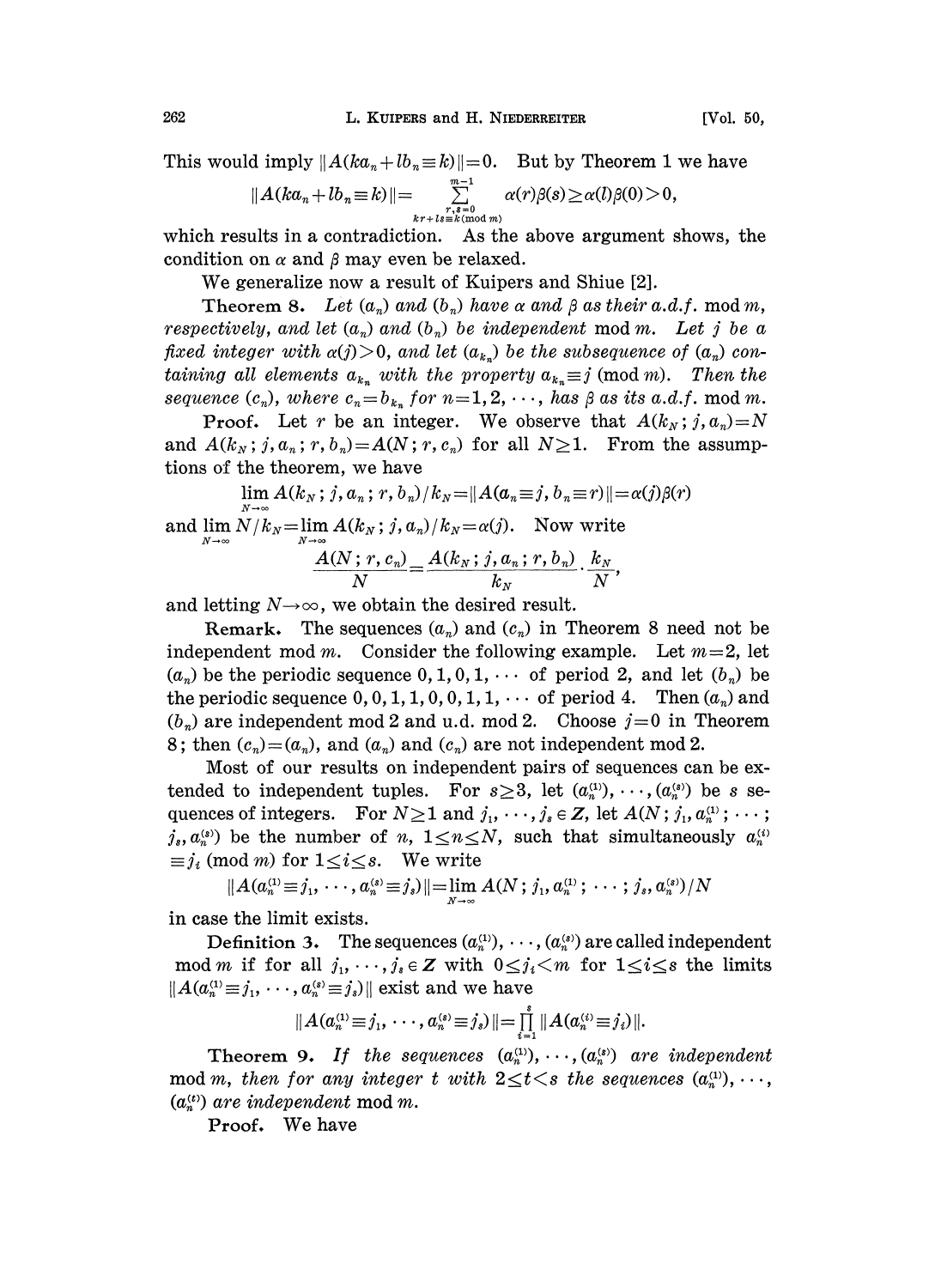This would imply $\|A(ka_n+lb_n\equiv k)\|=0$. But by Theorem 1 we have

$$\|A(ka_n+lb_n\equiv k)\|=\sum_{\substack{r,s=0\\ kr+ls\equiv k\,(\mathrm{mod}\,m)}}^{m-1}\alpha(r)\beta(s)\geq\alpha(l)\beta(0)>0,$$

which results in a contradiction. As the above argument shows, the condition on $\alpha$ and $\beta$ may even be relaxed.

We generalize now a result of Kuipers and Shiue [2].

**Theorem 8.** *Let $(a_n)$ and $(b_n)$ have $\alpha$ and $\beta$ as their a.d.f. mod $m$, respectively, and let $(a_n)$ and $(b_n)$ be independent mod $m$. Let $j$ be a fixed integer with $\alpha(j)>0$, and let $(a_{k_n})$ be the subsequence of $(a_n)$ containing all elements $a_{k_n}$ with the property $a_{k_n}\equiv j\ (\mathrm{mod}\ m)$. Then the sequence $(c_n)$, where $c_n=b_{k_n}$ for $n=1,2,\cdots$, has $\beta$ as its a.d.f. mod $m$.*

**Proof.** Let $r$ be an integer. We observe that $A(k_N;j,a_n)=N$ and $A(k_N;j,a_n;r,b_n)=A(N;r,c_n)$ for all $N\geq 1$. From the assumptions of the theorem, we have

$$\lim_{N\to\infty}A(k_N;j,a_n;r,b_n)/k_N=\|A(a_n\equiv j,b_n\equiv r)\|=\alpha(j)\beta(r)$$

and $\lim_{N\to\infty}N/k_N=\lim_{N\to\infty}A(k_N;j,a_n)/k_N=\alpha(j)$. Now write

$$\frac{A(N;r,c_n)}{N}=\frac{A(k_N;j,a_n;r,b_n)}{k_N}\cdot\frac{k_N}{N},$$

and letting $N\to\infty$, we obtain the desired result.

**Remark.** The sequences $(a_n)$ and $(c_n)$ in Theorem 8 need not be independent mod $m$. Consider the following example. Let $m=2$, let $(a_n)$ be the periodic sequence $0,1,0,1,\cdots$ of period 2, and let $(b_n)$ be the periodic sequence $0,0,1,1,0,0,1,1,\cdots$ of period 4. Then $(a_n)$ and $(b_n)$ are independent mod 2 and u.d. mod 2. Choose $j=0$ in Theorem 8; then $(c_n)=(a_n)$, and $(a_n)$ and $(c_n)$ are not independent mod 2.

Most of our results on independent pairs of sequences can be extended to independent tuples. For $s\geq 3$, let $(a_n^{(1)}),\cdots,(a_n^{(s)})$ be $s$ sequences of integers. For $N\geq 1$ and $j_1,\cdots,j_s\in\boldsymbol{Z}$, let $A(N;j_1,a_n^{(1)};\cdots;j_s,a_n^{(s)})$ be the number of $n$, $1\leq n\leq N$, such that simultaneously $a_n^{(i)}\equiv j_i\ (\mathrm{mod}\ m)$ for $1\leq i\leq s$. We write

$$\|A(a_n^{(1)}\equiv j_1,\cdots,a_n^{(s)}\equiv j_s)\|=\lim_{N\to\infty}A(N;j_1,a_n^{(1)};\cdots;j_s,a_n^{(s)})/N$$

in case the limit exists.

**Definition 3.** The sequences $(a_n^{(1)}),\cdots,(a_n^{(s)})$ are called independent mod $m$ if for all $j_1,\cdots,j_s\in\boldsymbol{Z}$ with $0\leq j_i<m$ for $1\leq i\leq s$ the limits $\|A(a_n^{(1)}\equiv j_1,\cdots,a_n^{(s)}\equiv j_s)\|$ exist and we have

$$\|A(a_n^{(1)}\equiv j_1,\cdots,a_n^{(s)}\equiv j_s)\|=\prod_{i=1}^{s}\|A(a_n^{(i)}\equiv j_i)\|.$$

**Theorem 9.** *If the sequences $(a_n^{(1)}),\cdots,(a_n^{(s)})$ are independent mod $m$, then for any integer $t$ with $2\leq t<s$ the sequences $(a_n^{(1)}),\cdots,(a_n^{(t)})$ are independent mod $m$.*

**Proof.** We have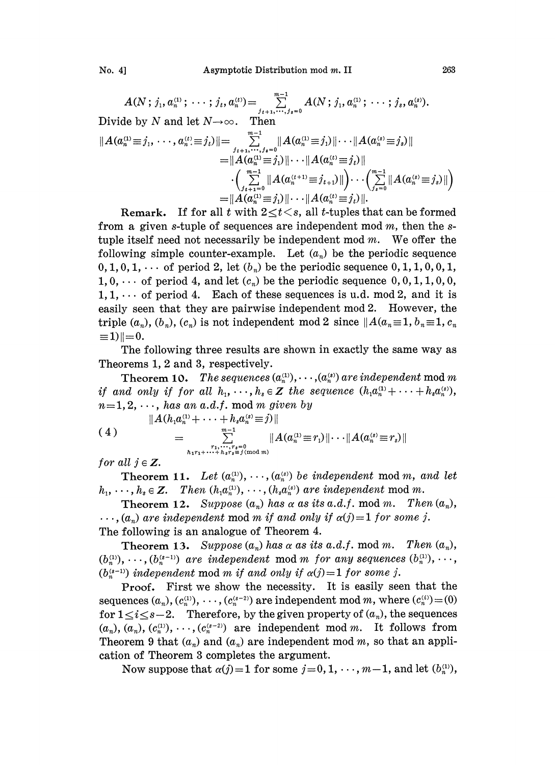$$A(N; j_1, a_n^{(1)}; \cdots; j_t, a_n^{(t)}) = \sum_{j_{t+1},\cdots,j_s=0}^{m-1} A(N; j_1, a_n^{(1)}; \cdots; j_s, a_n^{(s)}).$$

Divide by $N$ and let $N \to \infty$. Then

$$\begin{aligned}
\|A(a_n^{(1)} \equiv j_1, \cdots, a_n^{(t)} \equiv j_t)\| &= \sum_{j_{t+1},\cdots,j_s=0}^{m-1} \|A(a_n^{(1)} \equiv j_1)\| \cdots \|A(a_n^{(s)} \equiv j_s)\| \\
&= \|A(a_n^{(1)} \equiv j_1)\| \cdots \|A(a_n^{(t)} \equiv j_t)\| \\
&\quad \cdot \left( \sum_{j_{t+1}=0}^{m-1} \|A(a_n^{(t+1)} \equiv j_{t+1})\| \right) \cdots \left( \sum_{j_s=0}^{m-1} \|A(a_n^{(s)} \equiv j_s)\| \right) \\
&= \|A(a_n^{(1)} \equiv j_1)\| \cdots \|A(a_n^{(t)} \equiv j_t)\|.
\end{aligned}$$

**Remark.** If for all $t$ with $2 \le t < s$, all $t$-tuples that can be formed from a given $s$-tuple of sequences are independent mod $m$, then the $s$-tuple itself need not necessarily be independent mod $m$. We offer the following simple counter-example. Let $(a_n)$ be the periodic sequence $0, 1, 0, 1, \cdots$ of period 2, let $(b_n)$ be the periodic sequence $0, 1, 1, 0, 0, 1, 1, 0, \cdots$ of period 4, and let $(c_n)$ be the periodic sequence $0, 0, 1, 1, 0, 0, 1, 1, \cdots$ of period 4. Each of these sequences is u.d. mod 2, and it is easily seen that they are pairwise independent mod 2. However, the triple $(a_n)$, $(b_n)$, $(c_n)$ is not independent mod 2 since $\|A(a_n \equiv 1, b_n \equiv 1, c_n \equiv 1)\| = 0$.

The following three results are shown in exactly the same way as Theorems 1, 2 and 3, respectively.

**Theorem 10.** *The sequences $(a_n^{(1)}), \cdots, (a_n^{(s)})$ are independent* mod $m$ *if and only if for all $h_1, \cdots, h_s \in \mathbf{Z}$ the sequence $(h_1 a_n^{(1)} + \cdots + h_s a_n^{(s)})$, $n = 1, 2, \cdots$, has an a.d.f.* mod $m$ *given by*

$$\|A(h_1 a_n^{(1)} + \cdots + h_s a_n^{(s)} \equiv j)\| = \sum_{\substack{r_1,\cdots,r_s=0 \\ h_1 r_1 + \cdots + h_s r_s \equiv j \,(\mathrm{mod}\, m)}}^{m-1} \|A(a_n^{(1)} \equiv r_1)\| \cdots \|A(a_n^{(s)} \equiv r_s)\| \tag{4}$$

*for all $j \in \mathbf{Z}$.*

**Theorem 11.** *Let $(a_n^{(1)}), \cdots, (a_n^{(s)})$ be independent* mod $m$, *and let $h_1, \cdots, h_s \in \mathbf{Z}$. Then $(h_1 a_n^{(1)}), \cdots, (h_s a_n^{(s)})$ are independent* mod $m$.

**Theorem 12.** *Suppose $(a_n)$ has $\alpha$ as its a.d.f.* mod $m$. *Then $(a_n)$, $\cdots, (a_n)$ are independent* mod $m$ *if and only if $\alpha(j) = 1$ for some $j$.*

The following is an analogue of Theorem 4.

**Theorem 13.** *Suppose $(a_n)$ has $\alpha$ as its a.d.f.* mod $m$. *Then $(a_n)$, $(b_n^{(1)}), \cdots, (b_n^{(s-1)})$ are independent* mod $m$ *for any sequences $(b_n^{(1)}), \cdots, (b_n^{(s-1)})$ independent* mod $m$ *if and only if $\alpha(j) = 1$ for some $j$.*

**Proof.** First we show the necessity. It is easily seen that the sequences $(a_n), (c_n^{(1)}), \cdots, (c_n^{(s-2)})$ are independent mod $m$, where $(c_n^{(i)}) = (0)$ for $1 \le i \le s-2$. Therefore, by the given property of $(a_n)$, the sequences $(a_n), (a_n), (c_n^{(1)}), \cdots, (c_n^{(s-2)})$ are independent mod $m$. It follows from Theorem 9 that $(a_n)$ and $(a_n)$ are independent mod $m$, so that an application of Theorem 3 completes the argument.

Now suppose that $\alpha(j) = 1$ for some $j = 0, 1, \cdots, m-1$, and let $(b_n^{(1)})$,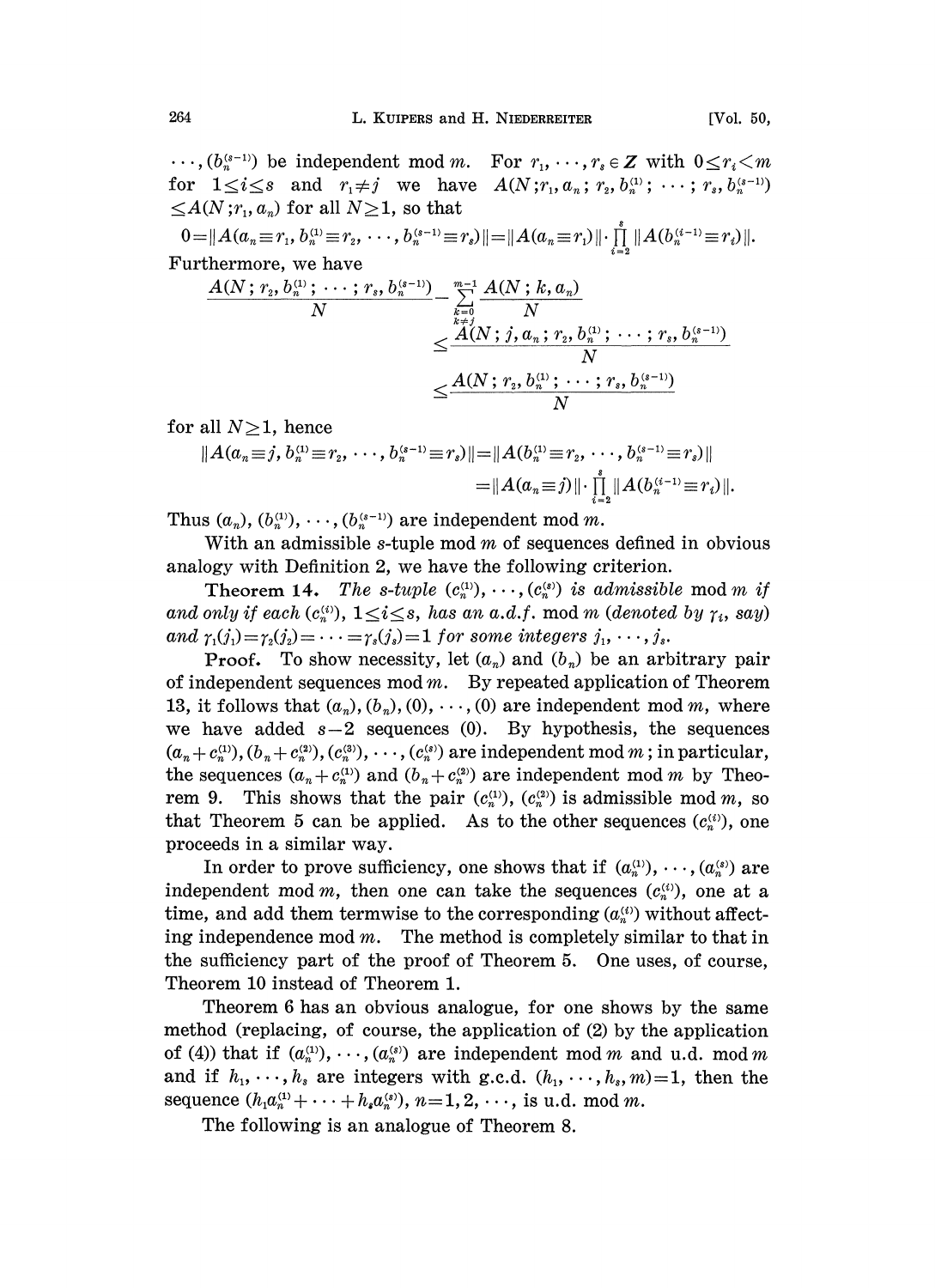$\cdots, (b_n^{(s-1)})$ be independent mod $m$. For $r_1, \cdots, r_s \in \boldsymbol{Z}$ with $0 \leq r_i < m$ for $1 \leq i \leq s$ and $r_1 \neq j$ we have $A(N; r_1, a_n; r_2, b_n^{(1)}; \cdots; r_s, b_n^{(s-1)}) \leq A(N; r_1, a_n)$ for all $N \geq 1$, so that

$$0 = \|A(a_n \equiv r_1, b_n^{(1)} \equiv r_2, \cdots, b_n^{(s-1)} \equiv r_s)\| = \|A(a_n \equiv r_1)\| \cdot \prod_{i=2}^{s} \|A(b_n^{(i-1)} \equiv r_i)\|.$$

Furthermore, we have

$$\frac{A(N; r_2, b_n^{(1)}; \cdots; r_s, b_n^{(s-1)})}{N} - \sum_{\substack{k=0 \\ k \neq j}}^{m-1} \frac{A(N; k, a_n)}{N} \leq \frac{A(N; j, a_n; r_2, b_n^{(1)}; \cdots; r_s, b_n^{(s-1)})}{N} \leq \frac{A(N; r_2, b_n^{(1)}; \cdots; r_s, b_n^{(s-1)})}{N}$$

for all $N \geq 1$, hence

$$\|A(a_n \equiv j, b_n^{(1)} \equiv r_2, \cdots, b_n^{(s-1)} \equiv r_s)\| = \|A(b_n^{(1)} \equiv r_2, \cdots, b_n^{(s-1)} \equiv r_s)\| = \|A(a_n \equiv j)\| \cdot \prod_{i=2}^{s} \|A(b_n^{(i-1)} \equiv r_i)\|.$$

Thus $(a_n), (b_n^{(1)}), \cdots, (b_n^{(s-1)})$ are independent mod $m$.

With an admissible $s$-tuple mod $m$ of sequences defined in obvious analogy with Definition 2, we have the following criterion.

**Theorem 14.** *The $s$-tuple $(c_n^{(1)}), \cdots, (c_n^{(s)})$ is admissible* mod $m$ *if and only if each $(c_n^{(i)})$, $1 \leq i \leq s$, has an a.d.f.* mod $m$ *(denoted by $\gamma_i$, say) and $\gamma_1(j_1) = \gamma_2(j_2) = \cdots = \gamma_s(j_s) = 1$ for some integers $j_1, \cdots, j_s$.*

**Proof.** To show necessity, let $(a_n)$ and $(b_n)$ be an arbitrary pair of independent sequences mod $m$. By repeated application of Theorem 13, it follows that $(a_n), (b_n), (0), \cdots, (0)$ are independent mod $m$, where we have added $s-2$ sequences $(0)$. By hypothesis, the sequences $(a_n + c_n^{(1)}), (b_n + c_n^{(2)}), (c_n^{(3)}), \cdots, (c_n^{(s)})$ are independent mod $m$; in particular, the sequences $(a_n + c_n^{(1)})$ and $(b_n + c_n^{(2)})$ are independent mod $m$ by Theorem 9. This shows that the pair $(c_n^{(1)}), (c_n^{(2)})$ is admissible mod $m$, so that Theorem 5 can be applied. As to the other sequences $(c_n^{(i)})$, one proceeds in a similar way.

In order to prove sufficiency, one shows that if $(a_n^{(1)}), \cdots, (a_n^{(s)})$ are independent mod $m$, then one can take the sequences $(c_n^{(i)})$, one at a time, and add them termwise to the corresponding $(a_n^{(i)})$ without affecting independence mod $m$. The method is completely similar to that in the sufficiency part of the proof of Theorem 5. One uses, of course, Theorem 10 instead of Theorem 1.

Theorem 6 has an obvious analogue, for one shows by the same method (replacing, of course, the application of (2) by the application of (4)) that if $(a_n^{(1)}), \cdots, (a_n^{(s)})$ are independent mod $m$ and u.d. mod $m$ and if $h_1, \cdots, h_s$ are integers with g.c.d. $(h_1, \cdots, h_s, m) = 1$, then the sequence $(h_1 a_n^{(1)} + \cdots + h_s a_n^{(s)})$, $n = 1, 2, \cdots$, is u.d. mod $m$.

The following is an analogue of Theorem 8.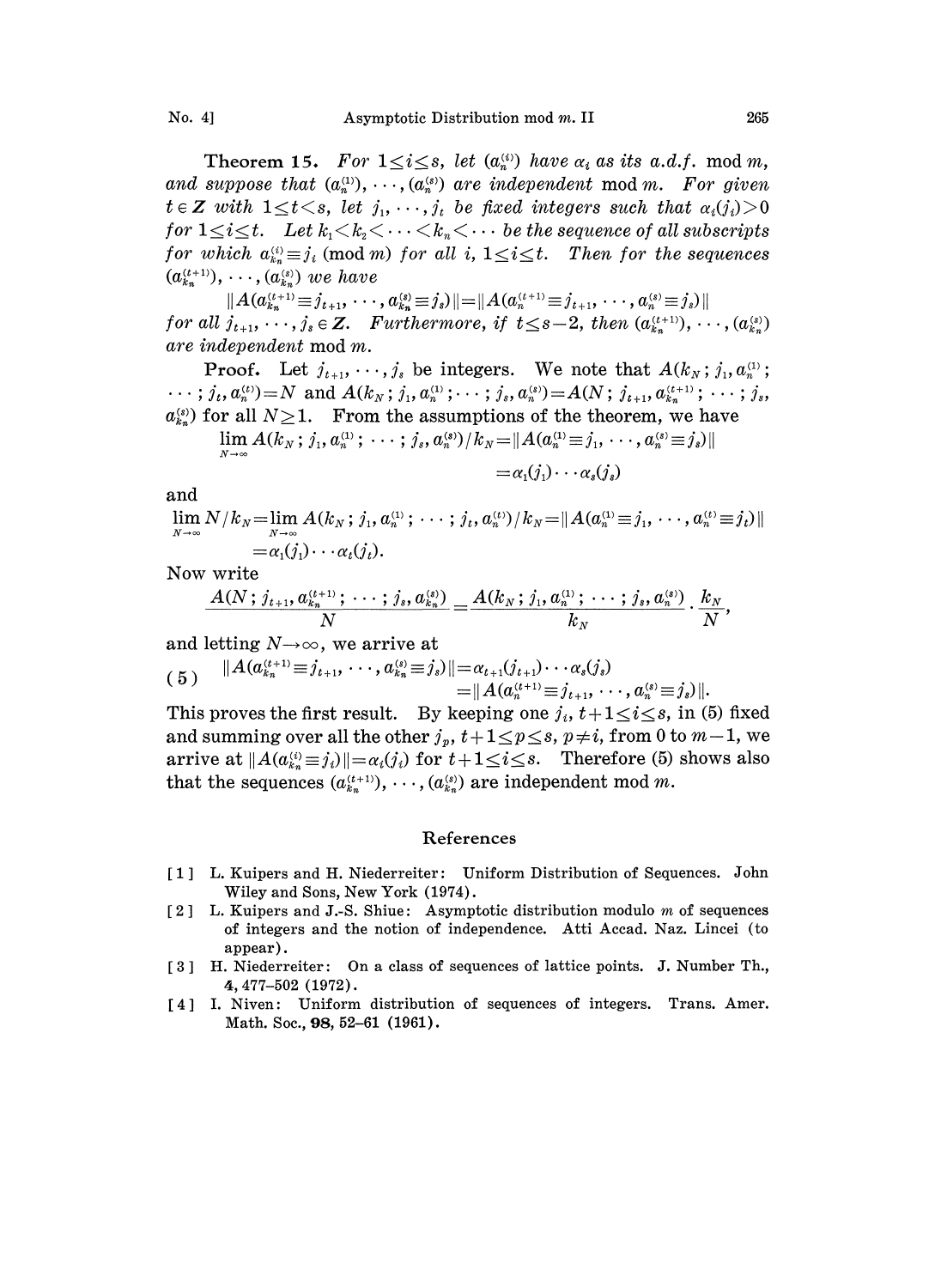**Theorem 15.** *For $1 \leq i \leq s$, let $(a_n^{(i)})$ have $\alpha_i$ as its a.d.f.* mod $m$, *and suppose that $(a_n^{(1)}), \cdots, (a_n^{(s)})$ are independent* mod $m$. *For given $t \in \boldsymbol{Z}$ with $1 \leq t < s$, let $j_1, \cdots, j_t$ be fixed integers such that $\alpha_i(j_i) > 0$ for $1 \leq i \leq t$. Let $k_1 < k_2 < \cdots < k_n < \cdots$ be the sequence of all subscripts for which $a_{k_n}^{(i)} \equiv j_i \pmod m$ for all $i$, $1 \leq i \leq t$. Then for the sequences $(a_{k_n}^{(t+1)}), \cdots, (a_{k_n}^{(s)})$ we have*

$$\|A(a_{k_n}^{(t+1)} \equiv j_{t+1}, \cdots, a_{k_n}^{(s)} \equiv j_s)\| = \|A(a_n^{(t+1)} \equiv j_{t+1}, \cdots, a_n^{(s)} \equiv j_s)\|$$

*for all $j_{t+1}, \cdots, j_s \in \boldsymbol{Z}$. Furthermore, if $t \leq s-2$, then $(a_{k_n}^{(t+1)}), \cdots, (a_{k_n}^{(s)})$ are independent* mod $m$.

**Proof.** Let $j_{t+1}, \cdots, j_s$ be integers. We note that $A(k_N; j_1, a_n^{(1)}; \cdots; j_t, a_n^{(t)}) = N$ and $A(k_N; j_1, a_n^{(1)}; \cdots; j_s, a_n^{(s)}) = A(N; j_{t+1}, a_{k_n}^{(t+1)}; \cdots; j_s, a_{k_n}^{(s)})$ for all $N \geq 1$. From the assumptions of the theorem, we have

$$\lim_{N\to\infty} A(k_N; j_1, a_n^{(1)}; \cdots; j_s, a_n^{(s)})/k_N = \|A(a_n^{(1)} \equiv j_1, \cdots, a_n^{(s)} \equiv j_s)\|$$
$$= \alpha_1(j_1) \cdots \alpha_s(j_s)$$

and

$$\lim_{N\to\infty} N/k_N = \lim_{N\to\infty} A(k_N; j_1, a_n^{(1)}; \cdots; j_t, a_n^{(t)})/k_N = \|A(a_n^{(1)} \equiv j_1, \cdots, a_n^{(t)} \equiv j_t)\|$$
$$= \alpha_1(j_1) \cdots \alpha_t(j_t).$$

Now write

$$\frac{A(N; j_{t+1}, a_{k_n}^{(t+1)}; \cdots; j_s, a_{k_n}^{(s)})}{N} = \frac{A(k_N; j_1, a_n^{(1)}; \cdots; j_s, a_n^{(s)})}{k_N} \cdot \frac{k_N}{N},$$

and letting $N \to \infty$, we arrive at

$$\|A(a_{k_n}^{(t+1)} \equiv j_{t+1}, \cdots, a_{k_n}^{(s)} \equiv j_s)\| = \alpha_{t+1}(j_{t+1}) \cdots \alpha_s(j_s) \tag{5}$$
$$= \|A(a_n^{(t+1)} \equiv j_{t+1}, \cdots, a_n^{(s)} \equiv j_s)\|.$$

This proves the first result. By keeping one $j_i$, $t+1 \leq i \leq s$, in (5) fixed and summing over all the other $j_p$, $t+1 \leq p \leq s$, $p \neq i$, from 0 to $m-1$, we arrive at $\|A(a_{k_n}^{(i)} \equiv j_i)\| = \alpha_i(j_i)$ for $t+1 \leq i \leq s$. Therefore (5) shows also that the sequences $(a_{k_n}^{(t+1)}), \cdots, (a_{k_n}^{(s)})$ are independent mod $m$.

## References

[1] L. Kuipers and H. Niederreiter: Uniform Distribution of Sequences. John Wiley and Sons, New York (1974).

[2] L. Kuipers and J.-S. Shiue: Asymptotic distribution modulo $m$ of sequences of integers and the notion of independence. Atti Accad. Naz. Lincei (to appear).

[3] H. Niederreiter: On a class of sequences of lattice points. J. Number Th., **4**, 477–502 (1972).

[4] I. Niven: Uniform distribution of sequences of integers. Trans. Amer. Math. Soc., **98**, 52–61 (1961).